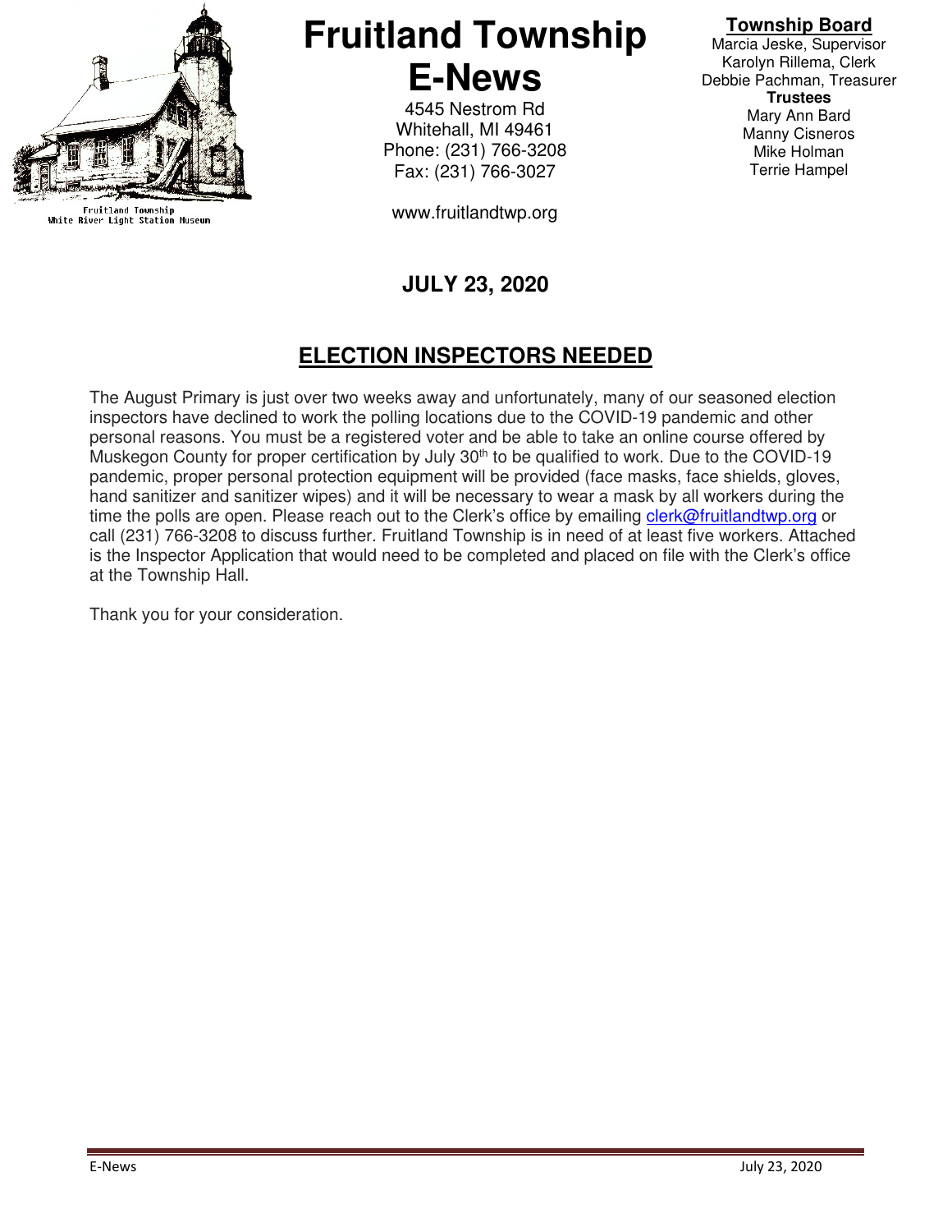Fruitland Township
White River Light Station Museum

# Fruitland Township E-News

4545 Nestrom Rd
Whitehall, MI 49461
Phone: (231) 766-3208
Fax: (231) 766-3027

www.fruitlandtwp.org

**Township Board**
Marcia Jeske, Supervisor
Karolyn Rillema, Clerk
Debbie Pachman, Treasurer
**Trustees**
Mary Ann Bard
Manny Cisneros
Mike Holman
Terrie Hampel

**JULY 23, 2020**

## ELECTION INSPECTORS NEEDED

The August Primary is just over two weeks away and unfortunately, many of our seasoned election inspectors have declined to work the polling locations due to the COVID-19 pandemic and other personal reasons. You must be a registered voter and be able to take an online course offered by Muskegon County for proper certification by July 30th to be qualified to work. Due to the COVID-19 pandemic, proper personal protection equipment will be provided (face masks, face shields, gloves, hand sanitizer and sanitizer wipes) and it will be necessary to wear a mask by all workers during the time the polls are open. Please reach out to the Clerk's office by emailing clerk@fruitlandtwp.org or call (231) 766-3208 to discuss further. Fruitland Township is in need of at least five workers. Attached is the Inspector Application that would need to be completed and placed on file with the Clerk's office at the Township Hall.

Thank you for your consideration.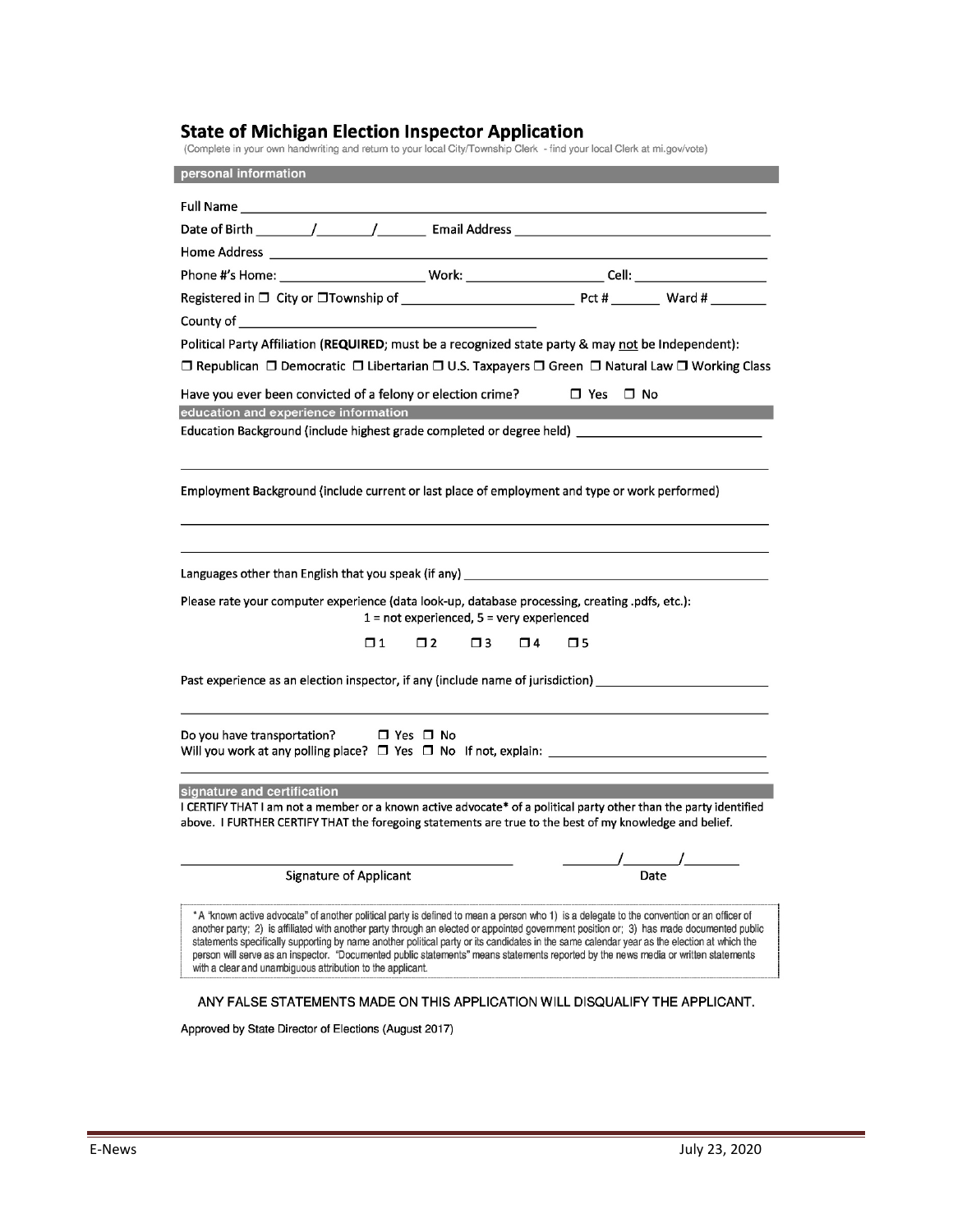# State of Michigan Election Inspector Application

(Complete in your own handwriting and return to your local City/Township Clerk - find your local Clerk at mi.gov/vote)

## personal information

Full Name ______________________________________________________________

Date of Birth ______/______/______ Email Address ______________________________

Home Address ___________________________________________________________

Phone #'s Home: __________________ Work: __________________ Cell: __________________

Registered in ☐ City or ☐ Township of ______________________ Pct # ______ Ward # ______

County of ______________________________

Political Party Affiliation (**REQUIRED**; must be a recognized state party & may not be Independent):

☐ Republican ☐ Democratic ☐ Libertarian ☐ U.S. Taxpayers ☐ Green ☐ Natural Law ☐ Working Class

Have you ever been convicted of a felony or election crime? ☐ Yes ☐ No

## education and experience information

Education Background (include highest grade completed or degree held) ______________________

Employment Background (include current or last place of employment and type or work performed)

Languages other than English that you speak (if any) ______________________________

Please rate your computer experience (data look-up, database processing, creating .pdfs, etc.):
1 = not experienced, 5 = very experienced

☐ 1 ☐ 2 ☐ 3 ☐ 4 ☐ 5

Past experience as an election inspector, if any (include name of jurisdiction) ______________________

Do you have transportation? ☐ Yes ☐ No
Will you work at any polling place? ☐ Yes ☐ No If not, explain: ______________________

## signature and certification

I CERTIFY THAT I am not a member or a known active advocate* of a political party other than the party identified above. I FURTHER CERTIFY THAT the foregoing statements are true to the best of my knowledge and belief.

______________________________ Signature of Applicant

______/______/______ Date

* A "known active advocate" of another political party is defined to mean a person who 1) is a delegate to the convention or an officer of another party; 2) is affiliated with another party through an elected or appointed government position or; 3) has made documented public statements specifically supporting by name another political party or its candidates in the same calendar year as the election at which the person will serve as an inspector. "Documented public statements" means statements reported by the news media or written statements with a clear and unambiguous attribution to the applicant.

ANY FALSE STATEMENTS MADE ON THIS APPLICATION WILL DISQUALIFY THE APPLICANT.

Approved by State Director of Elections (August 2017)